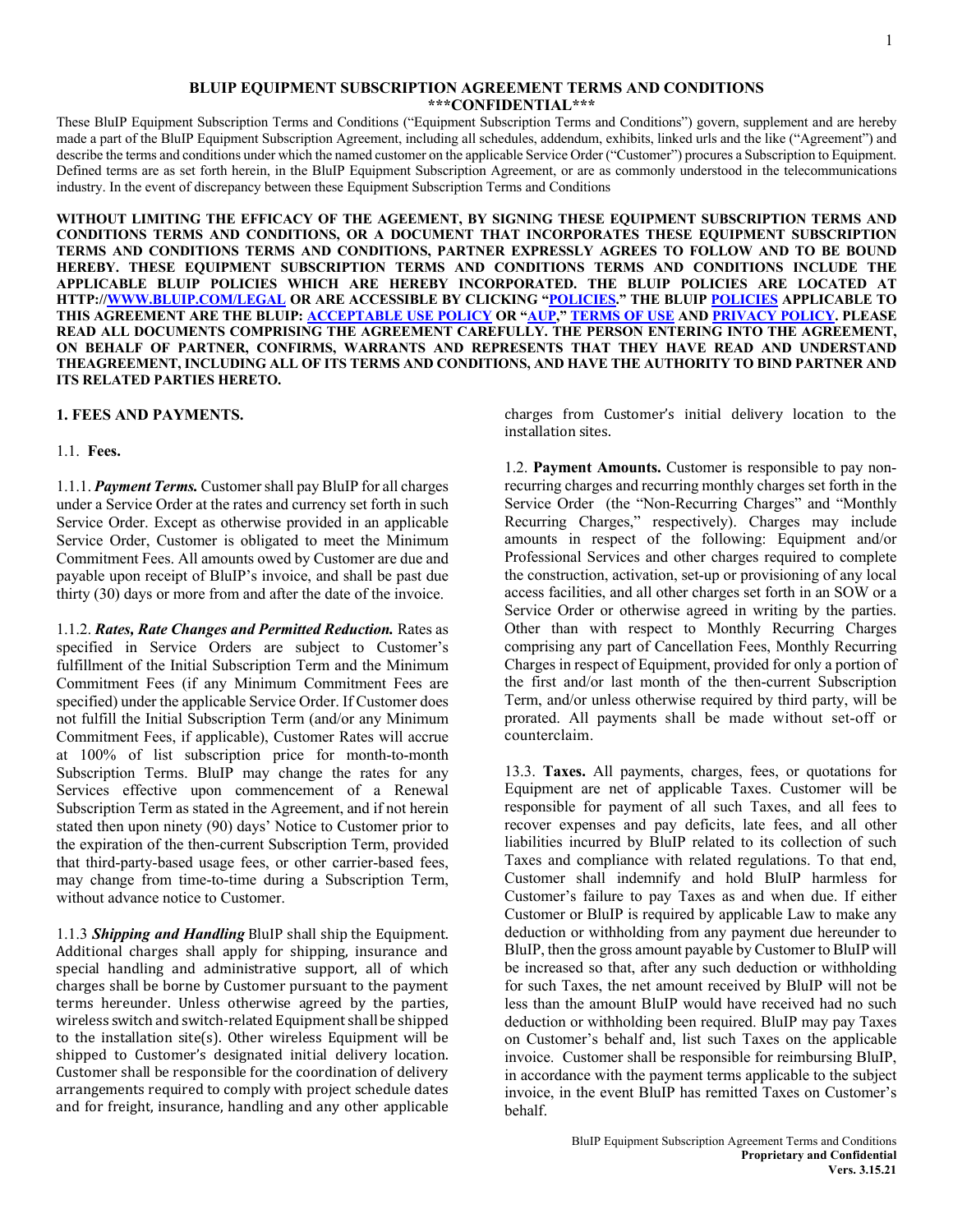# BLUIP EQUIPMENT SUBSCRIPTION AGREEMENT TERMS AND CONDITIONS

**\*\*\*CONFIDENTIAL\*\*\***

These BluIP Equipment Subscription Terms and Conditions ("Equipment Subscription Terms and Conditions") govern, supplement and are hereby made a part of the BluIP Equipment Subscription Agreement, including all schedules, addendum, exhibits, linked urls and the like ("Agreement") and describe the terms and conditions under which the named customer on the applicable Service Order ("Customer") procures a Subscription to Equipment. Defined terms are as set forth herein, in the BluIP Equipment Subscription Agreement, or are as commonly understood in the telecommunications industry. In the event of discrepancy between these Equipment Subscription Terms and Conditions

**WITHOUT LIMITING THE EFFICACY OF THE AGEEMENT, BY SIGNING THESE EQUIPMENT SUBSCRIPTION TERMS AND CONDITIONS TERMS AND CONDITIONS, OR A DOCUMENT THAT INCORPORATES THESE EQUIPMENT SUBSCRIPTION TERMS AND CONDITIONS TERMS AND CONDITIONS, PARTNER EXPRESSLY AGREES TO FOLLOW AND TO BE BOUND HEREBY. THESE EQUIPMENT SUBSCRIPTION TERMS AND CONDITIONS TERMS AND CONDITIONS INCLUDE THE APPLICABLE BLUIP POLICIES WHICH ARE HEREBY INCORPORATED. THE BLUIP POLICIES ARE LOCATED AT HTTP://WWW.BLUIP.COM/LEGAL OR ARE ACCESSIBLE BY CLICKING "POLICIES." THE BLUIP POLICIES APPLICABLE TO THIS AGREEMENT ARE THE BLUIP: ACCEPTABLE USE POLICY OR "AUP," TERMS OF USE AND PRIVACY POLICY. PLEASE READ ALL DOCUMENTS COMPRISING THE AGREEMENT CAREFULLY. THE PERSON ENTERING INTO THE AGREEMENT, ON BEHALF OF PARTNER, CONFIRMS, WARRANTS AND REPRESENTS THAT THEY HAVE READ AND UNDERSTAND THEAGREEMENT, INCLUDING ALL OF ITS TERMS AND CONDITIONS, AND HAVE THE AUTHORITY TO BIND PARTNER AND ITS RELATED PARTIES HERETO.**

## 1. FEES AND PAYMENTS.

1.1. **Fees.**

1.1.1. ***Payment Terms.*** Customer shall pay BluIP for all charges under a Service Order at the rates and currency set forth in such Service Order. Except as otherwise provided in an applicable Service Order, Customer is obligated to meet the Minimum Commitment Fees. All amounts owed by Customer are due and payable upon receipt of BluIP's invoice, and shall be past due thirty (30) days or more from and after the date of the invoice.

1.1.2. ***Rates, Rate Changes and Permitted Reduction.*** Rates as specified in Service Orders are subject to Customer's fulfillment of the Initial Subscription Term and the Minimum Commitment Fees (if any Minimum Commitment Fees are specified) under the applicable Service Order. If Customer does not fulfill the Initial Subscription Term (and/or any Minimum Commitment Fees, if applicable), Customer Rates will accrue at 100% of list subscription price for month-to-month Subscription Terms. BluIP may change the rates for any Services effective upon commencement of a Renewal Subscription Term as stated in the Agreement, and if not herein stated then upon ninety (90) days' Notice to Customer prior to the expiration of the then-current Subscription Term, provided that third-party-based usage fees, or other carrier-based fees, may change from time-to-time during a Subscription Term, without advance notice to Customer.

1.1.3 ***Shipping and Handling*** BluIP shall ship the Equipment. Additional charges shall apply for shipping, insurance and special handling and administrative support, all of which charges shall be borne by Customer pursuant to the payment terms hereunder. Unless otherwise agreed by the parties, wireless switch and switch-related Equipment shall be shipped to the installation site(s). Other wireless Equipment will be shipped to Customer's designated initial delivery location. Customer shall be responsible for the coordination of delivery arrangements required to comply with project schedule dates and for freight, insurance, handling and any other applicable charges from Customer's initial delivery location to the installation sites.

1.2. **Payment Amounts.** Customer is responsible to pay non-recurring charges and recurring monthly charges set forth in the Service Order (the "Non-Recurring Charges" and "Monthly Recurring Charges," respectively). Charges may include amounts in respect of the following: Equipment and/or Professional Services and other charges required to complete the construction, activation, set-up or provisioning of any local access facilities, and all other charges set forth in an SOW or a Service Order or otherwise agreed in writing by the parties. Other than with respect to Monthly Recurring Charges comprising any part of Cancellation Fees, Monthly Recurring Charges in respect of Equipment, provided for only a portion of the first and/or last month of the then-current Subscription Term, and/or unless otherwise required by third party, will be prorated. All payments shall be made without set-off or counterclaim.

13.3. **Taxes.** All payments, charges, fees, or quotations for Equipment are net of applicable Taxes. Customer will be responsible for payment of all such Taxes, and all fees to recover expenses and pay deficits, late fees, and all other liabilities incurred by BluIP related to its collection of such Taxes and compliance with related regulations. To that end, Customer shall indemnify and hold BluIP harmless for Customer's failure to pay Taxes as and when due. If either Customer or BluIP is required by applicable Law to make any deduction or withholding from any payment due hereunder to BluIP, then the gross amount payable by Customer to BluIP will be increased so that, after any such deduction or withholding for such Taxes, the net amount received by BluIP will not be less than the amount BluIP would have received had no such deduction or withholding been required. BluIP may pay Taxes on Customer's behalf and, list such Taxes on the applicable invoice. Customer shall be responsible for reimbursing BluIP, in accordance with the payment terms applicable to the subject invoice, in the event BluIP has remitted Taxes on Customer's behalf.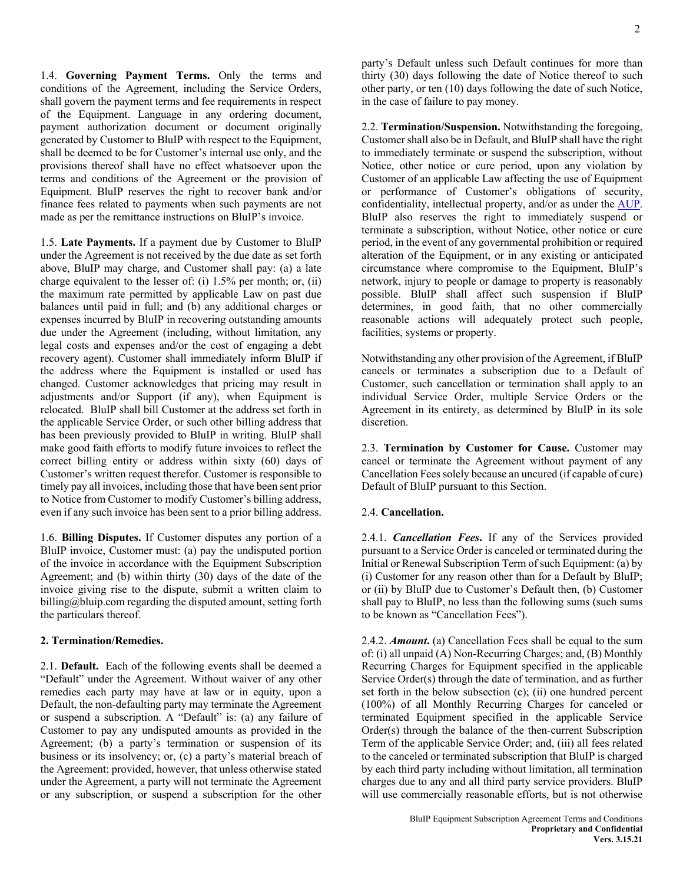1.4. **Governing Payment Terms.** Only the terms and conditions of the Agreement, including the Service Orders, shall govern the payment terms and fee requirements in respect of the Equipment. Language in any ordering document, payment authorization document or document originally generated by Customer to BluIP with respect to the Equipment, shall be deemed to be for Customer's internal use only, and the provisions thereof shall have no effect whatsoever upon the terms and conditions of the Agreement or the provision of Equipment. BluIP reserves the right to recover bank and/or finance fees related to payments when such payments are not made as per the remittance instructions on BluIP's invoice.

1.5. **Late Payments.** If a payment due by Customer to BluIP under the Agreement is not received by the due date as set forth above, BluIP may charge, and Customer shall pay: (a) a late charge equivalent to the lesser of: (i) 1.5% per month; or, (ii) the maximum rate permitted by applicable Law on past due balances until paid in full; and (b) any additional charges or expenses incurred by BluIP in recovering outstanding amounts due under the Agreement (including, without limitation, any legal costs and expenses and/or the cost of engaging a debt recovery agent). Customer shall immediately inform BluIP if the address where the Equipment is installed or used has changed. Customer acknowledges that pricing may result in adjustments and/or Support (if any), when Equipment is relocated. BluIP shall bill Customer at the address set forth in the applicable Service Order, or such other billing address that has been previously provided to BluIP in writing. BluIP shall make good faith efforts to modify future invoices to reflect the correct billing entity or address within sixty (60) days of Customer's written request therefor. Customer is responsible to timely pay all invoices, including those that have been sent prior to Notice from Customer to modify Customer's billing address, even if any such invoice has been sent to a prior billing address.

1.6. **Billing Disputes.** If Customer disputes any portion of a BluIP invoice, Customer must: (a) pay the undisputed portion of the invoice in accordance with the Equipment Subscription Agreement; and (b) within thirty (30) days of the date of the invoice giving rise to the dispute, submit a written claim to billing@bluip.com regarding the disputed amount, setting forth the particulars thereof.

## 2. Termination/Remedies.

2.1. **Default.** Each of the following events shall be deemed a "Default" under the Agreement. Without waiver of any other remedies each party may have at law or in equity, upon a Default, the non-defaulting party may terminate the Agreement or suspend a subscription. A "Default" is: (a) any failure of Customer to pay any undisputed amounts as provided in the Agreement; (b) a party's termination or suspension of its business or its insolvency; or, (c) a party's material breach of the Agreement; provided, however, that unless otherwise stated under the Agreement, a party will not terminate the Agreement or any subscription, or suspend a subscription for the other party's Default unless such Default continues for more than thirty (30) days following the date of Notice thereof to such other party, or ten (10) days following the date of such Notice, in the case of failure to pay money.

2.2. **Termination/Suspension.** Notwithstanding the foregoing, Customer shall also be in Default, and BluIP shall have the right to immediately terminate or suspend the subscription, without Notice, other notice or cure period, upon any violation by Customer of an applicable Law affecting the use of Equipment or performance of Customer's obligations of security, confidentiality, intellectual property, and/or as under the AUP. BluIP also reserves the right to immediately suspend or terminate a subscription, without Notice, other notice or cure period, in the event of any governmental prohibition or required alteration of the Equipment, or in any existing or anticipated circumstance where compromise to the Equipment, BluIP's network, injury to people or damage to property is reasonably possible. BluIP shall affect such suspension if BluIP determines, in good faith, that no other commercially reasonable actions will adequately protect such people, facilities, systems or property.

Notwithstanding any other provision of the Agreement, if BluIP cancels or terminates a subscription due to a Default of Customer, such cancellation or termination shall apply to an individual Service Order, multiple Service Orders or the Agreement in its entirety, as determined by BluIP in its sole discretion.

2.3. **Termination by Customer for Cause.** Customer may cancel or terminate the Agreement without payment of any Cancellation Fees solely because an uncured (if capable of cure) Default of BluIP pursuant to this Section.

2.4. **Cancellation.**

2.4.1. ***Cancellation Fees*.** If any of the Services provided pursuant to a Service Order is canceled or terminated during the Initial or Renewal Subscription Term of such Equipment: (a) by (i) Customer for any reason other than for a Default by BluIP; or (ii) by BluIP due to Customer's Default then, (b) Customer shall pay to BluIP, no less than the following sums (such sums to be known as "Cancellation Fees").

2.4.2. ***Amount*.** (a) Cancellation Fees shall be equal to the sum of: (i) all unpaid (A) Non-Recurring Charges; and, (B) Monthly Recurring Charges for Equipment specified in the applicable Service Order(s) through the date of termination, and as further set forth in the below subsection (c); (ii) one hundred percent (100%) of all Monthly Recurring Charges for canceled or terminated Equipment specified in the applicable Service Order(s) through the balance of the then-current Subscription Term of the applicable Service Order; and, (iii) all fees related to the canceled or terminated subscription that BluIP is charged by each third party including without limitation, all termination charges due to any and all third party service providers. BluIP will use commercially reasonable efforts, but is not otherwise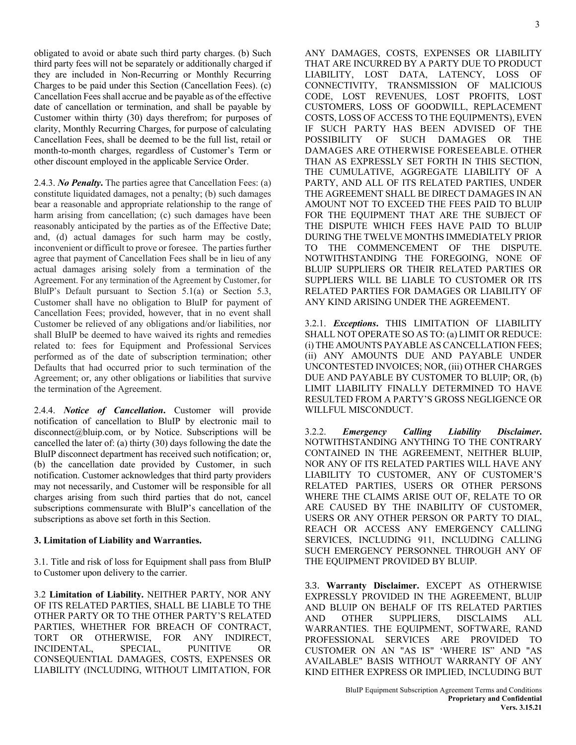obligated to avoid or abate such third party charges. (b) Such third party fees will not be separately or additionally charged if they are included in Non-Recurring or Monthly Recurring Charges to be paid under this Section (Cancellation Fees). (c) Cancellation Fees shall accrue and be payable as of the effective date of cancellation or termination, and shall be payable by Customer within thirty (30) days therefrom; for purposes of clarity, Monthly Recurring Charges, for purpose of calculating Cancellation Fees, shall be deemed to be the full list, retail or month-to-month charges, regardless of Customer's Term or other discount employed in the applicable Service Order.

2.4.3. ***No Penalty***. The parties agree that Cancellation Fees: (a) constitute liquidated damages, not a penalty; (b) such damages bear a reasonable and appropriate relationship to the range of harm arising from cancellation; (c) such damages have been reasonably anticipated by the parties as of the Effective Date; and, (d) actual damages for such harm may be costly, inconvenient or difficult to prove or foresee. The parties further agree that payment of Cancellation Fees shall be in lieu of any actual damages arising solely from a termination of the Agreement. For any termination of the Agreement by Customer, for BluIP's Default pursuant to Section 5.1(a) or Section 5.3, Customer shall have no obligation to BluIP for payment of Cancellation Fees; provided, however, that in no event shall Customer be relieved of any obligations and/or liabilities, nor shall BluIP be deemed to have waived its rights and remedies related to: fees for Equipment and Professional Services performed as of the date of subscription termination; other Defaults that had occurred prior to such termination of the Agreement; or, any other obligations or liabilities that survive the termination of the Agreement.

2.4.4. ***Notice of Cancellation***. Customer will provide notification of cancellation to BluIP by electronic mail to disconnect@bluip.com, or by Notice. Subscriptions will be cancelled the later of: (a) thirty (30) days following the date the BluIP disconnect department has received such notification; or, (b) the cancellation date provided by Customer, in such notification. Customer acknowledges that third party providers may not necessarily, and Customer will be responsible for all charges arising from such third parties that do not, cancel subscriptions commensurate with BluIP's cancellation of the subscriptions as above set forth in this Section.

## 3. Limitation of Liability and Warranties.

3.1. Title and risk of loss for Equipment shall pass from BluIP to Customer upon delivery to the carrier.

3.2 **Limitation of Liability.** NEITHER PARTY, NOR ANY OF ITS RELATED PARTIES, SHALL BE LIABLE TO THE OTHER PARTY OR TO THE OTHER PARTY'S RELATED PARTIES, WHETHER FOR BREACH OF CONTRACT, TORT OR OTHERWISE, FOR ANY INDIRECT, INCIDENTAL, SPECIAL, PUNITIVE OR CONSEQUENTIAL DAMAGES, COSTS, EXPENSES OR LIABILITY (INCLUDING, WITHOUT LIMITATION, FOR ANY DAMAGES, COSTS, EXPENSES OR LIABILITY THAT ARE INCURRED BY A PARTY DUE TO PRODUCT LIABILITY, LOST DATA, LATENCY, LOSS OF CONNECTIVITY, TRANSMISSION OF MALICIOUS CODE, LOST REVENUES, LOST PROFITS, LOST CUSTOMERS, LOSS OF GOODWILL, REPLACEMENT COSTS, LOSS OF ACCESS TO THE EQUIPMENTS), EVEN IF SUCH PARTY HAS BEEN ADVISED OF THE POSSIBILITY OF SUCH DAMAGES OR THE DAMAGES ARE OTHERWISE FORESEEABLE. OTHER THAN AS EXPRESSLY SET FORTH IN THIS SECTION, THE CUMULATIVE, AGGREGATE LIABILITY OF A PARTY, AND ALL OF ITS RELATED PARTIES, UNDER THE AGREEMENT SHALL BE DIRECT DAMAGES IN AN AMOUNT NOT TO EXCEED THE FEES PAID TO BLUIP FOR THE EQUIPMENT THAT ARE THE SUBJECT OF THE DISPUTE WHICH FEES HAVE PAID TO BLUIP DURING THE TWELVE MONTHS IMMEDIATELY PRIOR TO THE COMMENCEMENT OF THE DISPUTE. NOTWITHSTANDING THE FOREGOING, NONE OF BLUIP SUPPLIERS OR THEIR RELATED PARTIES OR SUPPLIERS WILL BE LIABLE TO CUSTOMER OR ITS RELATED PARTIES FOR DAMAGES OR LIABILITY OF ANY KIND ARISING UNDER THE AGREEMENT.

3.2.1. ***Exceptions***. THIS LIMITATION OF LIABILITY SHALL NOT OPERATE SO AS TO: (a) LIMIT OR REDUCE: (i) THE AMOUNTS PAYABLE AS CANCELLATION FEES; (ii) ANY AMOUNTS DUE AND PAYABLE UNDER UNCONTESTED INVOICES; NOR, (iii) OTHER CHARGES DUE AND PAYABLE BY CUSTOMER TO BLUIP; OR, (b) LIMIT LIABILITY FINALLY DETERMINED TO HAVE RESULTED FROM A PARTY'S GROSS NEGLIGENCE OR WILLFUL MISCONDUCT.

3.2.2. ***Emergency Calling Liability Disclaimer***. NOTWITHSTANDING ANYTHING TO THE CONTRARY CONTAINED IN THE AGREEMENT, NEITHER BLUIP, NOR ANY OF ITS RELATED PARTIES WILL HAVE ANY LIABILITY TO CUSTOMER, ANY OF CUSTOMER'S RELATED PARTIES, USERS OR OTHER PERSONS WHERE THE CLAIMS ARISE OUT OF, RELATE TO OR ARE CAUSED BY THE INABILITY OF CUSTOMER, USERS OR ANY OTHER PERSON OR PARTY TO DIAL, REACH OR ACCESS ANY EMERGENCY CALLING SERVICES, INCLUDING 911, INCLUDING CALLING SUCH EMERGENCY PERSONNEL THROUGH ANY OF THE EQUIPMENT PROVIDED BY BLUIP.

3.3. **Warranty Disclaimer.** EXCEPT AS OTHERWISE EXPRESSLY PROVIDED IN THE AGREEMENT, BLUIP AND BLUIP ON BEHALF OF ITS RELATED PARTIES AND OTHER SUPPLIERS, DISCLAIMS ALL WARRANTIES. THE EQUIPMENT, SOFTWARE, RAND PROFESSIONAL SERVICES ARE PROVIDED TO CUSTOMER ON AN "AS IS" 'WHERE IS" AND "AS AVAILABLE" BASIS WITHOUT WARRANTY OF ANY KIND EITHER EXPRESS OR IMPLIED, INCLUDING BUT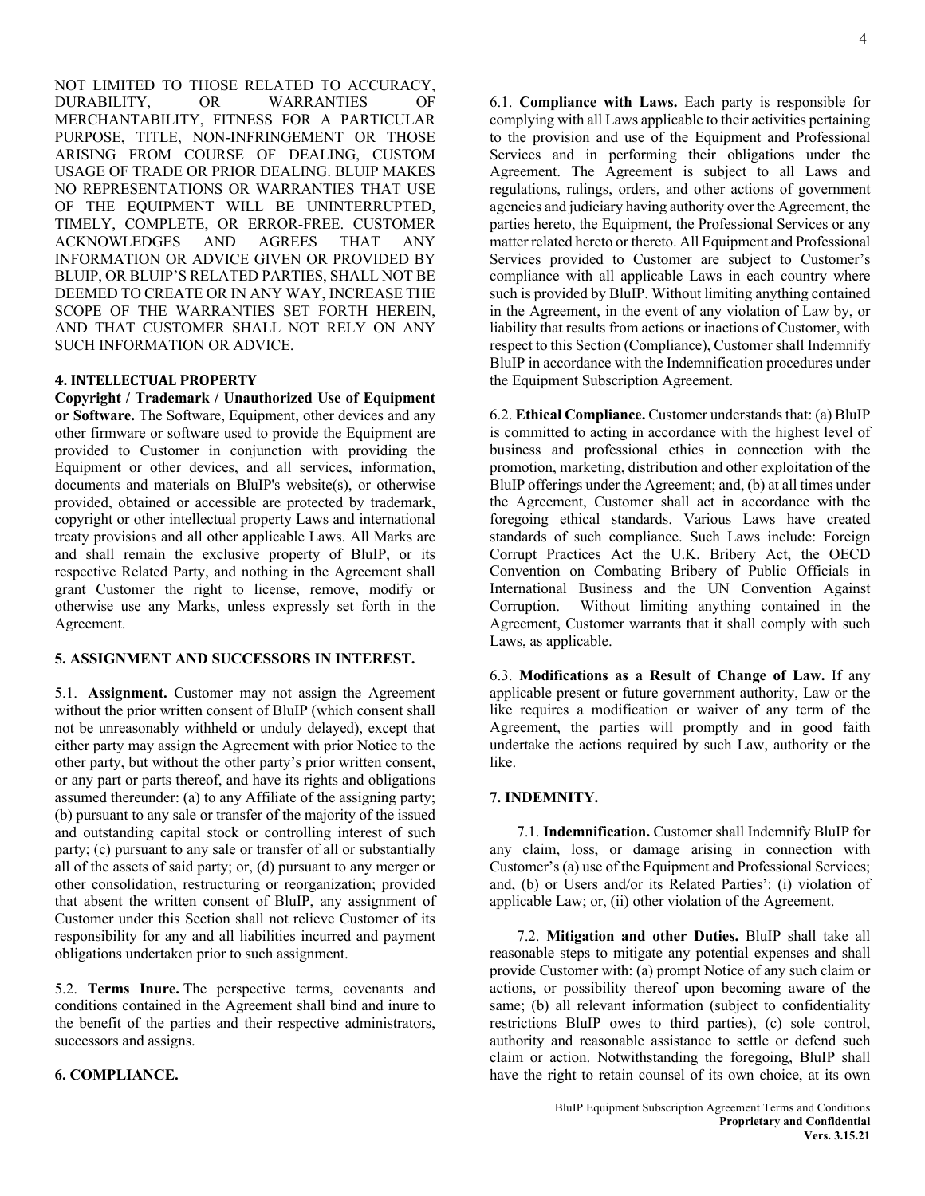NOT LIMITED TO THOSE RELATED TO ACCURACY, DURABILITY, OR WARRANTIES OF MERCHANTABILITY, FITNESS FOR A PARTICULAR PURPOSE, TITLE, NON-INFRINGEMENT OR THOSE ARISING FROM COURSE OF DEALING, CUSTOM USAGE OF TRADE OR PRIOR DEALING. BLUIP MAKES NO REPRESENTATIONS OR WARRANTIES THAT USE OF THE EQUIPMENT WILL BE UNINTERRUPTED, TIMELY, COMPLETE, OR ERROR-FREE. CUSTOMER ACKNOWLEDGES AND AGREES THAT ANY INFORMATION OR ADVICE GIVEN OR PROVIDED BY BLUIP, OR BLUIP'S RELATED PARTIES, SHALL NOT BE DEEMED TO CREATE OR IN ANY WAY, INCREASE THE SCOPE OF THE WARRANTIES SET FORTH HEREIN, AND THAT CUSTOMER SHALL NOT RELY ON ANY SUCH INFORMATION OR ADVICE.

## 4. INTELLECTUAL PROPERTY

**Copyright / Trademark / Unauthorized Use of Equipment or Software.** The Software, Equipment, other devices and any other firmware or software used to provide the Equipment are provided to Customer in conjunction with providing the Equipment or other devices, and all services, information, documents and materials on BluIP's website(s), or otherwise provided, obtained or accessible are protected by trademark, copyright or other intellectual property Laws and international treaty provisions and all other applicable Laws. All Marks are and shall remain the exclusive property of BluIP, or its respective Related Party, and nothing in the Agreement shall grant Customer the right to license, remove, modify or otherwise use any Marks, unless expressly set forth in the Agreement.

## 5. ASSIGNMENT AND SUCCESSORS IN INTEREST.

5.1. **Assignment.** Customer may not assign the Agreement without the prior written consent of BluIP (which consent shall not be unreasonably withheld or unduly delayed), except that either party may assign the Agreement with prior Notice to the other party, but without the other party's prior written consent, or any part or parts thereof, and have its rights and obligations assumed thereunder: (a) to any Affiliate of the assigning party; (b) pursuant to any sale or transfer of the majority of the issued and outstanding capital stock or controlling interest of such party; (c) pursuant to any sale or transfer of all or substantially all of the assets of said party; or, (d) pursuant to any merger or other consolidation, restructuring or reorganization; provided that absent the written consent of BluIP, any assignment of Customer under this Section shall not relieve Customer of its responsibility for any and all liabilities incurred and payment obligations undertaken prior to such assignment.

5.2. **Terms Inure.** The perspective terms, covenants and conditions contained in the Agreement shall bind and inure to the benefit of the parties and their respective administrators, successors and assigns.

## 6. COMPLIANCE.

6.1. **Compliance with Laws.** Each party is responsible for complying with all Laws applicable to their activities pertaining to the provision and use of the Equipment and Professional Services and in performing their obligations under the Agreement. The Agreement is subject to all Laws and regulations, rulings, orders, and other actions of government agencies and judiciary having authority over the Agreement, the parties hereto, the Equipment, the Professional Services or any matter related hereto or thereto. All Equipment and Professional Services provided to Customer are subject to Customer's compliance with all applicable Laws in each country where such is provided by BluIP. Without limiting anything contained in the Agreement, in the event of any violation of Law by, or liability that results from actions or inactions of Customer, with respect to this Section (Compliance), Customer shall Indemnify BluIP in accordance with the Indemnification procedures under the Equipment Subscription Agreement.

6.2. **Ethical Compliance.** Customer understands that: (a) BluIP is committed to acting in accordance with the highest level of business and professional ethics in connection with the promotion, marketing, distribution and other exploitation of the BluIP offerings under the Agreement; and, (b) at all times under the Agreement, Customer shall act in accordance with the foregoing ethical standards. Various Laws have created standards of such compliance. Such Laws include: Foreign Corrupt Practices Act the U.K. Bribery Act, the OECD Convention on Combating Bribery of Public Officials in International Business and the UN Convention Against Corruption. Without limiting anything contained in the Agreement, Customer warrants that it shall comply with such Laws, as applicable.

6.3. **Modifications as a Result of Change of Law.** If any applicable present or future government authority, Law or the like requires a modification or waiver of any term of the Agreement, the parties will promptly and in good faith undertake the actions required by such Law, authority or the like.

## 7. INDEMNITY.

7.1. **Indemnification.** Customer shall Indemnify BluIP for any claim, loss, or damage arising in connection with Customer's (a) use of the Equipment and Professional Services; and, (b) or Users and/or its Related Parties': (i) violation of applicable Law; or, (ii) other violation of the Agreement.

7.2. **Mitigation and other Duties.** BluIP shall take all reasonable steps to mitigate any potential expenses and shall provide Customer with: (a) prompt Notice of any such claim or actions, or possibility thereof upon becoming aware of the same; (b) all relevant information (subject to confidentiality restrictions BluIP owes to third parties), (c) sole control, authority and reasonable assistance to settle or defend such claim or action. Notwithstanding the foregoing, BluIP shall have the right to retain counsel of its own choice, at its own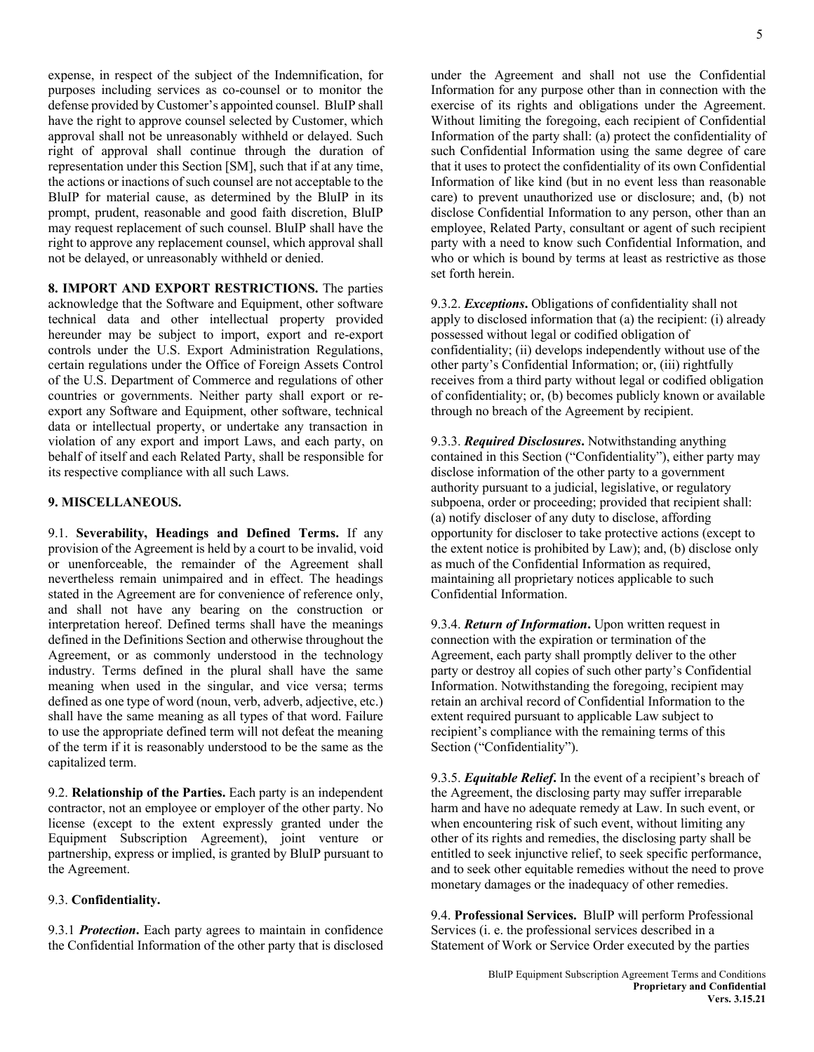expense, in respect of the subject of the Indemnification, for purposes including services as co-counsel or to monitor the defense provided by Customer's appointed counsel. BluIP shall have the right to approve counsel selected by Customer, which approval shall not be unreasonably withheld or delayed. Such right of approval shall continue through the duration of representation under this Section [SM], such that if at any time, the actions or inactions of such counsel are not acceptable to the BluIP for material cause, as determined by the BluIP in its prompt, prudent, reasonable and good faith discretion, BluIP may request replacement of such counsel. BluIP shall have the right to approve any replacement counsel, which approval shall not be delayed, or unreasonably withheld or denied.

**8. IMPORT AND EXPORT RESTRICTIONS.** The parties acknowledge that the Software and Equipment, other software technical data and other intellectual property provided hereunder may be subject to import, export and re-export controls under the U.S. Export Administration Regulations, certain regulations under the Office of Foreign Assets Control of the U.S. Department of Commerce and regulations of other countries or governments. Neither party shall export or re-export any Software and Equipment, other software, technical data or intellectual property, or undertake any transaction in violation of any export and import Laws, and each party, on behalf of itself and each Related Party, shall be responsible for its respective compliance with all such Laws.

**9. MISCELLANEOUS.**

9.1. **Severability, Headings and Defined Terms.** If any provision of the Agreement is held by a court to be invalid, void or unenforceable, the remainder of the Agreement shall nevertheless remain unimpaired and in effect. The headings stated in the Agreement are for convenience of reference only, and shall not have any bearing on the construction or interpretation hereof. Defined terms shall have the meanings defined in the Definitions Section and otherwise throughout the Agreement, or as commonly understood in the technology industry. Terms defined in the plural shall have the same meaning when used in the singular, and vice versa; terms defined as one type of word (noun, verb, adverb, adjective, etc.) shall have the same meaning as all types of that word. Failure to use the appropriate defined term will not defeat the meaning of the term if it is reasonably understood to be the same as the capitalized term.

9.2. **Relationship of the Parties.** Each party is an independent contractor, not an employee or employer of the other party. No license (except to the extent expressly granted under the Equipment Subscription Agreement), joint venture or partnership, express or implied, is granted by BluIP pursuant to the Agreement.

9.3. **Confidentiality.**

9.3.1 ***Protection*.** Each party agrees to maintain in confidence the Confidential Information of the other party that is disclosed under the Agreement and shall not use the Confidential Information for any purpose other than in connection with the exercise of its rights and obligations under the Agreement. Without limiting the foregoing, each recipient of Confidential Information of the party shall: (a) protect the confidentiality of such Confidential Information using the same degree of care that it uses to protect the confidentiality of its own Confidential Information of like kind (but in no event less than reasonable care) to prevent unauthorized use or disclosure; and, (b) not disclose Confidential Information to any person, other than an employee, Related Party, consultant or agent of such recipient party with a need to know such Confidential Information, and who or which is bound by terms at least as restrictive as those set forth herein.

9.3.2. ***Exceptions*.** Obligations of confidentiality shall not apply to disclosed information that (a) the recipient: (i) already possessed without legal or codified obligation of confidentiality; (ii) develops independently without use of the other party's Confidential Information; or, (iii) rightfully receives from a third party without legal or codified obligation of confidentiality; or, (b) becomes publicly known or available through no breach of the Agreement by recipient.

9.3.3. ***Required Disclosures*.** Notwithstanding anything contained in this Section ("Confidentiality"), either party may disclose information of the other party to a government authority pursuant to a judicial, legislative, or regulatory subpoena, order or proceeding; provided that recipient shall: (a) notify discloser of any duty to disclose, affording opportunity for discloser to take protective actions (except to the extent notice is prohibited by Law); and, (b) disclose only as much of the Confidential Information as required, maintaining all proprietary notices applicable to such Confidential Information.

9.3.4. ***Return of Information*.** Upon written request in connection with the expiration or termination of the Agreement, each party shall promptly deliver to the other party or destroy all copies of such other party's Confidential Information. Notwithstanding the foregoing, recipient may retain an archival record of Confidential Information to the extent required pursuant to applicable Law subject to recipient's compliance with the remaining terms of this Section ("Confidentiality").

9.3.5. ***Equitable Relief*.** In the event of a recipient's breach of the Agreement, the disclosing party may suffer irreparable harm and have no adequate remedy at Law. In such event, or when encountering risk of such event, without limiting any other of its rights and remedies, the disclosing party shall be entitled to seek injunctive relief, to seek specific performance, and to seek other equitable remedies without the need to prove monetary damages or the inadequacy of other remedies.

9.4. **Professional Services.** BluIP will perform Professional Services (i. e. the professional services described in a Statement of Work or Service Order executed by the parties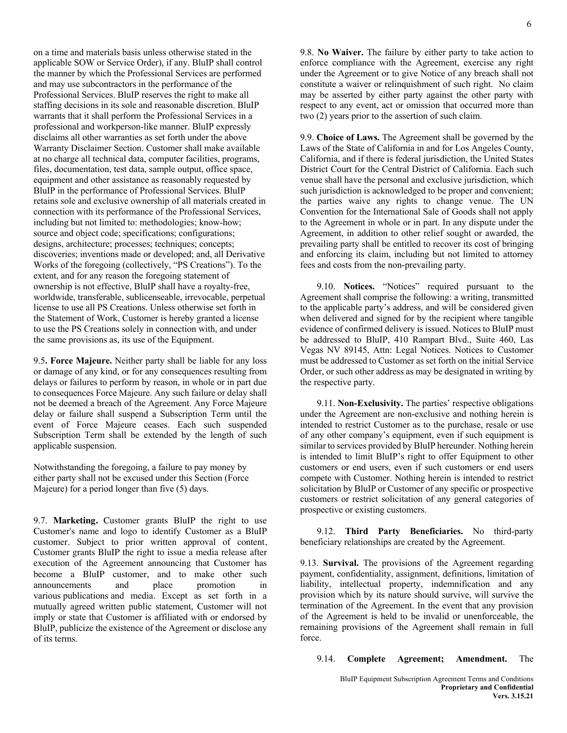on a time and materials basis unless otherwise stated in the applicable SOW or Service Order), if any. BluIP shall control the manner by which the Professional Services are performed and may use subcontractors in the performance of the Professional Services. BluIP reserves the right to make all staffing decisions in its sole and reasonable discretion. BluIP warrants that it shall perform the Professional Services in a professional and workperson-like manner. BluIP expressly disclaims all other warranties as set forth under the above Warranty Disclaimer Section. Customer shall make available at no charge all technical data, computer facilities, programs, files, documentation, test data, sample output, office space, equipment and other assistance as reasonably requested by BluIP in the performance of Professional Services. BluIP retains sole and exclusive ownership of all materials created in connection with its performance of the Professional Services, including but not limited to: methodologies; know-how; source and object code; specifications; configurations; designs, architecture; processes; techniques; concepts; discoveries; inventions made or developed; and, all Derivative Works of the foregoing (collectively, "PS Creations"). To the extent, and for any reason the foregoing statement of ownership is not effective, BluIP shall have a royalty-free, worldwide, transferable, sublicenseable, irrevocable, perpetual license to use all PS Creations. Unless otherwise set forth in the Statement of Work, Customer is hereby granted a license to use the PS Creations solely in connection with, and under the same provisions as, its use of the Equipment.

9.5**. Force Majeure.** Neither party shall be liable for any loss or damage of any kind, or for any consequences resulting from delays or failures to perform by reason, in whole or in part due to consequences Force Majeure. Any such failure or delay shall not be deemed a breach of the Agreement. Any Force Majeure delay or failure shall suspend a Subscription Term until the event of Force Majeure ceases. Each such suspended Subscription Term shall be extended by the length of such applicable suspension.

Notwithstanding the foregoing, a failure to pay money by either party shall not be excused under this Section (Force Majeure) for a period longer than five (5) days.

9.7. **Marketing.** Customer grants BluIP the right to use Customer's name and logo to identify Customer as a BluIP customer. Subject to prior written approval of content, Customer grants BluIP the right to issue a media release after execution of the Agreement announcing that Customer has become a BluIP customer, and to make other such announcements and place promotion in various publications and media. Except as set forth in a mutually agreed written public statement, Customer will not imply or state that Customer is affiliated with or endorsed by BluIP, publicize the existence of the Agreement or disclose any of its terms.

9.8. **No Waiver.** The failure by either party to take action to enforce compliance with the Agreement, exercise any right under the Agreement or to give Notice of any breach shall not constitute a waiver or relinquishment of such right. No claim may be asserted by either party against the other party with respect to any event, act or omission that occurred more than two (2) years prior to the assertion of such claim.

9.9. **Choice of Laws.** The Agreement shall be governed by the Laws of the State of California in and for Los Angeles County, California, and if there is federal jurisdiction, the United States District Court for the Central District of California. Each such venue shall have the personal and exclusive jurisdiction, which such jurisdiction is acknowledged to be proper and convenient; the parties waive any rights to change venue. The UN Convention for the International Sale of Goods shall not apply to the Agreement in whole or in part. In any dispute under the Agreement, in addition to other relief sought or awarded, the prevailing party shall be entitled to recover its cost of bringing and enforcing its claim, including but not limited to attorney fees and costs from the non-prevailing party.

9.10. **Notices.** "Notices" required pursuant to the Agreement shall comprise the following: a writing, transmitted to the applicable party's address, and will be considered given when delivered and signed for by the recipient where tangible evidence of confirmed delivery is issued. Notices to BluIP must be addressed to BluIP, 410 Rampart Blvd., Suite 460, Las Vegas NV 89145, Attn: Legal Notices. Notices to Customer must be addressed to Customer as set forth on the initial Service Order, or such other address as may be designated in writing by the respective party.

9.11. **Non-Exclusivity.** The parties' respective obligations under the Agreement are non-exclusive and nothing herein is intended to restrict Customer as to the purchase, resale or use of any other company's equipment, even if such equipment is similar to services provided by BluIP hereunder. Nothing herein is intended to limit BluIP's right to offer Equipment to other customers or end users, even if such customers or end users compete with Customer. Nothing herein is intended to restrict solicitation by BluIP or Customer of any specific or prospective customers or restrict solicitation of any general categories of prospective or existing customers.

9.12. **Third Party Beneficiaries.** No third-party beneficiary relationships are created by the Agreement.

9.13. **Survival.** The provisions of the Agreement regarding payment, confidentiality, assignment, definitions, limitation of liability, intellectual property, indemnification and any provision which by its nature should survive, will survive the termination of the Agreement. In the event that any provision of the Agreement is held to be invalid or unenforceable, the remaining provisions of the Agreement shall remain in full force.

9.14. **Complete Agreement; Amendment.** The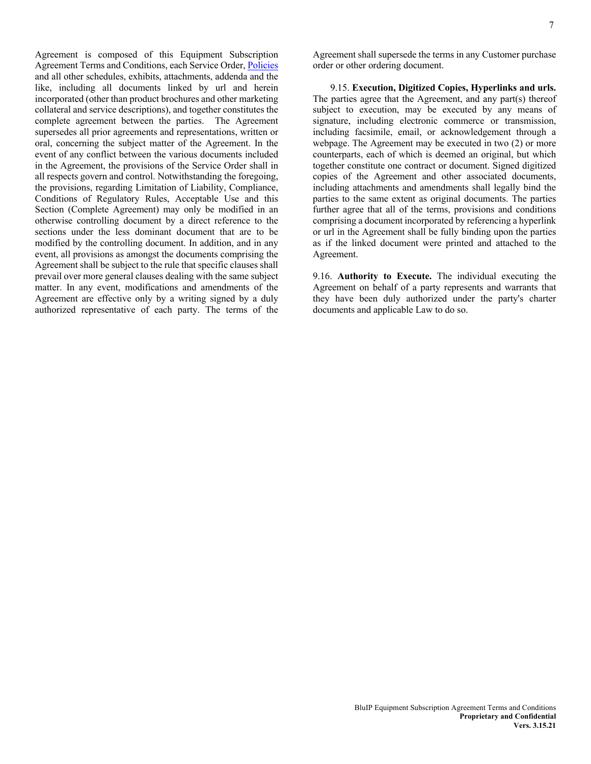Agreement is composed of this Equipment Subscription Agreement Terms and Conditions, each Service Order, Policies and all other schedules, exhibits, attachments, addenda and the like, including all documents linked by url and herein incorporated (other than product brochures and other marketing collateral and service descriptions), and together constitutes the complete agreement between the parties. The Agreement supersedes all prior agreements and representations, written or oral, concerning the subject matter of the Agreement. In the event of any conflict between the various documents included in the Agreement, the provisions of the Service Order shall in all respects govern and control. Notwithstanding the foregoing, the provisions, regarding Limitation of Liability, Compliance, Conditions of Regulatory Rules, Acceptable Use and this Section (Complete Agreement) may only be modified in an otherwise controlling document by a direct reference to the sections under the less dominant document that are to be modified by the controlling document. In addition, and in any event, all provisions as amongst the documents comprising the Agreement shall be subject to the rule that specific clauses shall prevail over more general clauses dealing with the same subject matter. In any event, modifications and amendments of the Agreement are effective only by a writing signed by a duly authorized representative of each party. The terms of the Agreement shall supersede the terms in any Customer purchase order or other ordering document.

9.15. **Execution, Digitized Copies, Hyperlinks and urls.** The parties agree that the Agreement, and any part(s) thereof subject to execution, may be executed by any means of signature, including electronic commerce or transmission, including facsimile, email, or acknowledgement through a webpage. The Agreement may be executed in two (2) or more counterparts, each of which is deemed an original, but which together constitute one contract or document. Signed digitized copies of the Agreement and other associated documents, including attachments and amendments shall legally bind the parties to the same extent as original documents. The parties further agree that all of the terms, provisions and conditions comprising a document incorporated by referencing a hyperlink or url in the Agreement shall be fully binding upon the parties as if the linked document were printed and attached to the Agreement.

9.16. **Authority to Execute.** The individual executing the Agreement on behalf of a party represents and warrants that they have been duly authorized under the party's charter documents and applicable Law to do so.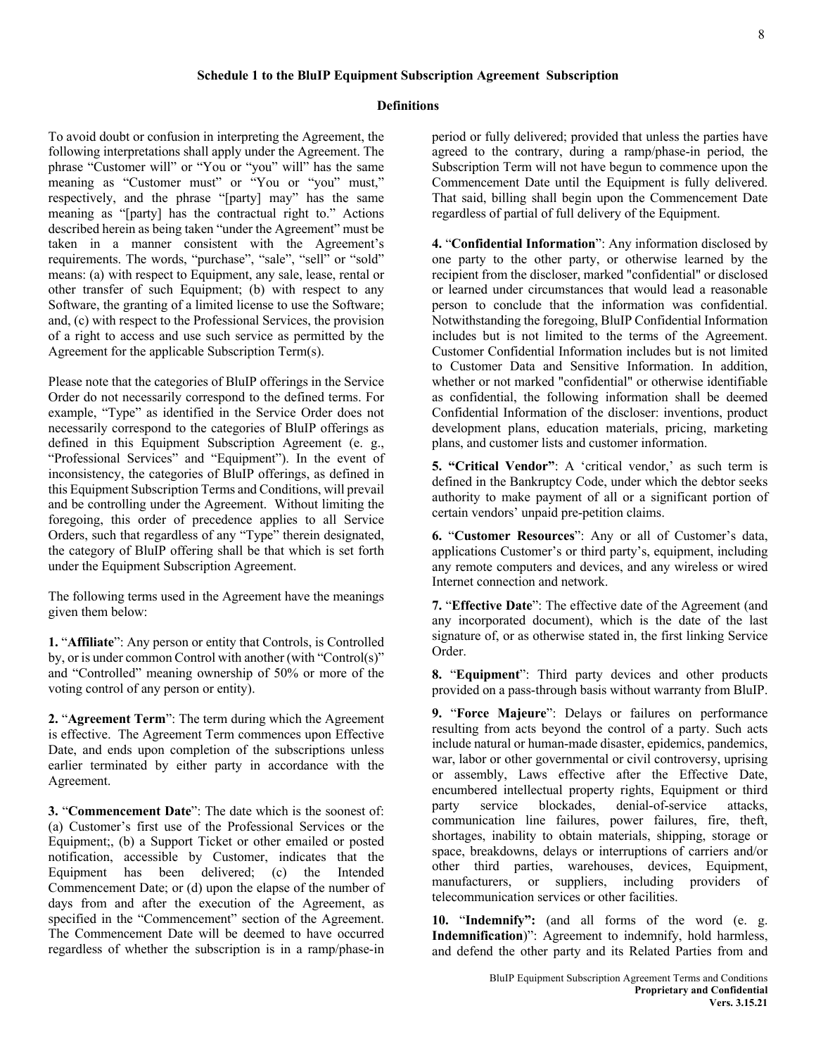**Schedule 1 to the BluIP Equipment Subscription Agreement Subscription**

**Definitions**

To avoid doubt or confusion in interpreting the Agreement, the following interpretations shall apply under the Agreement. The phrase "Customer will" or "You or "you" will" has the same meaning as "Customer must" or "You or "you" must," respectively, and the phrase "[party] may" has the same meaning as "[party] has the contractual right to." Actions described herein as being taken "under the Agreement" must be taken in a manner consistent with the Agreement's requirements. The words, "purchase", "sale", "sell" or "sold" means: (a) with respect to Equipment, any sale, lease, rental or other transfer of such Equipment; (b) with respect to any Software, the granting of a limited license to use the Software; and, (c) with respect to the Professional Services, the provision of a right to access and use such service as permitted by the Agreement for the applicable Subscription Term(s).

Please note that the categories of BluIP offerings in the Service Order do not necessarily correspond to the defined terms. For example, "Type" as identified in the Service Order does not necessarily correspond to the categories of BluIP offerings as defined in this Equipment Subscription Agreement (e. g., "Professional Services" and "Equipment"). In the event of inconsistency, the categories of BluIP offerings, as defined in this Equipment Subscription Terms and Conditions, will prevail and be controlling under the Agreement. Without limiting the foregoing, this order of precedence applies to all Service Orders, such that regardless of any "Type" therein designated, the category of BluIP offering shall be that which is set forth under the Equipment Subscription Agreement.

The following terms used in the Agreement have the meanings given them below:

**1.** "**Affiliate**": Any person or entity that Controls, is Controlled by, or is under common Control with another (with "Control(s)" and "Controlled" meaning ownership of 50% or more of the voting control of any person or entity).

**2.** "**Agreement Term**": The term during which the Agreement is effective. The Agreement Term commences upon Effective Date, and ends upon completion of the subscriptions unless earlier terminated by either party in accordance with the Agreement.

**3.** "**Commencement Date**": The date which is the soonest of: (a) Customer's first use of the Professional Services or the Equipment;, (b) a Support Ticket or other emailed or posted notification, accessible by Customer, indicates that the Equipment has been delivered; (c) the Intended Commencement Date; or (d) upon the elapse of the number of days from and after the execution of the Agreement, as specified in the "Commencement" section of the Agreement. The Commencement Date will be deemed to have occurred regardless of whether the subscription is in a ramp/phase-in period or fully delivered; provided that unless the parties have agreed to the contrary, during a ramp/phase-in period, the Subscription Term will not have begun to commence upon the Commencement Date until the Equipment is fully delivered. That said, billing shall begin upon the Commencement Date regardless of partial of full delivery of the Equipment.

**4.** "**Confidential Information**": Any information disclosed by one party to the other party, or otherwise learned by the recipient from the discloser, marked "confidential" or disclosed or learned under circumstances that would lead a reasonable person to conclude that the information was confidential. Notwithstanding the foregoing, BluIP Confidential Information includes but is not limited to the terms of the Agreement. Customer Confidential Information includes but is not limited to Customer Data and Sensitive Information. In addition, whether or not marked "confidential" or otherwise identifiable as confidential, the following information shall be deemed Confidential Information of the discloser: inventions, product development plans, education materials, pricing, marketing plans, and customer lists and customer information.

**5. "Critical Vendor"**: A 'critical vendor,' as such term is defined in the Bankruptcy Code, under which the debtor seeks authority to make payment of all or a significant portion of certain vendors' unpaid pre-petition claims.

**6.** "**Customer Resources**": Any or all of Customer's data, applications Customer's or third party's, equipment, including any remote computers and devices, and any wireless or wired Internet connection and network.

**7.** "**Effective Date**": The effective date of the Agreement (and any incorporated document), which is the date of the last signature of, or as otherwise stated in, the first linking Service Order.

**8.** "**Equipment**": Third party devices and other products provided on a pass-through basis without warranty from BluIP.

**9.** "**Force Majeure**": Delays or failures on performance resulting from acts beyond the control of a party. Such acts include natural or human-made disaster, epidemics, pandemics, war, labor or other governmental or civil controversy, uprising or assembly, Laws effective after the Effective Date, encumbered intellectual property rights, Equipment or third party service blockades, denial-of-service attacks, communication line failures, power failures, fire, theft, shortages, inability to obtain materials, shipping, storage or space, breakdowns, delays or interruptions of carriers and/or other third parties, warehouses, devices, Equipment, manufacturers, or suppliers, including providers of telecommunication services or other facilities.

**10.** "**Indemnify":** (and all forms of the word (e. g. **Indemnification**)": Agreement to indemnify, hold harmless, and defend the other party and its Related Parties from and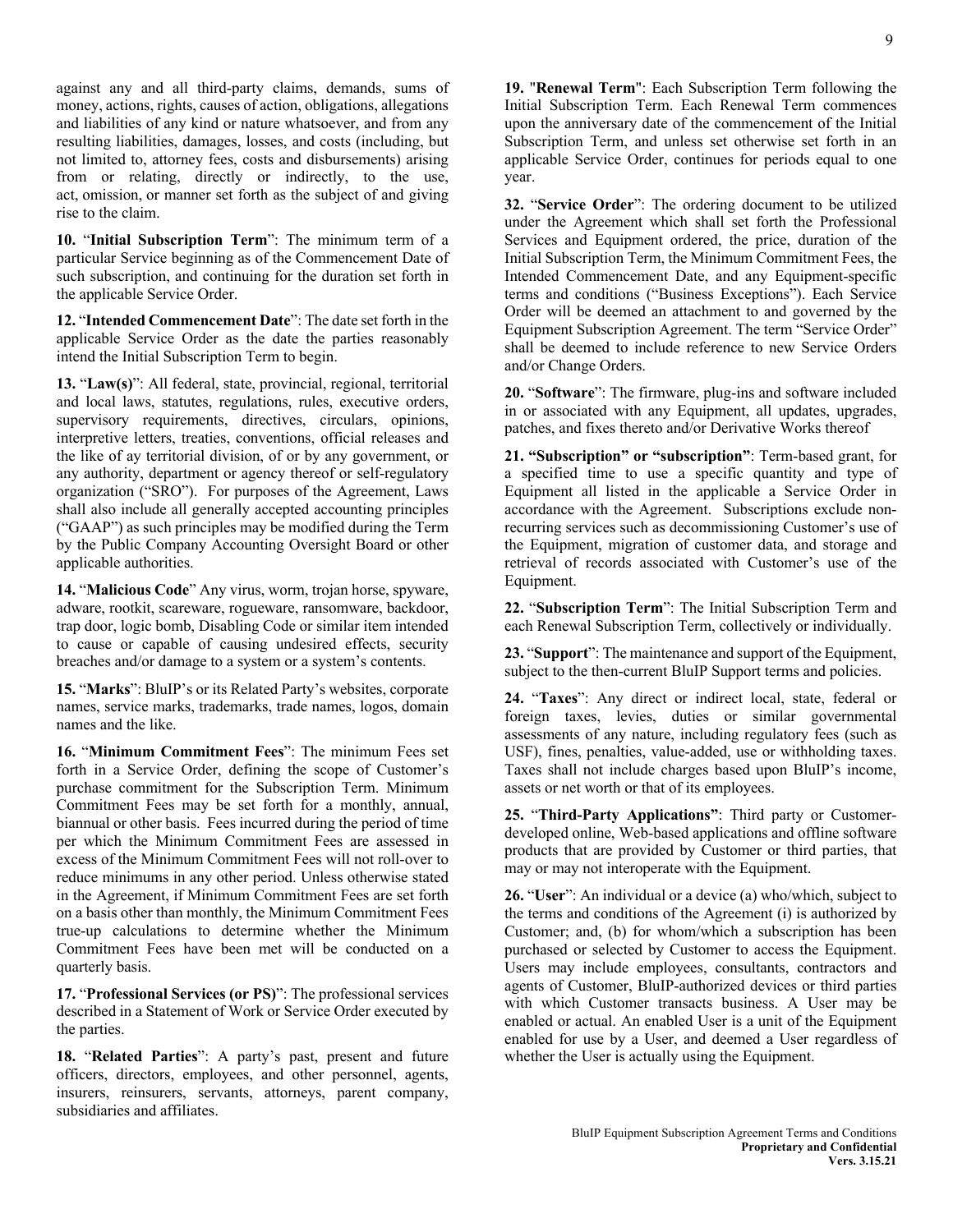against any and all third-party claims, demands, sums of money, actions, rights, causes of action, obligations, allegations and liabilities of any kind or nature whatsoever, and from any resulting liabilities, damages, losses, and costs (including, but not limited to, attorney fees, costs and disbursements) arising from or relating, directly or indirectly, to the use, act, omission, or manner set forth as the subject of and giving rise to the claim.

**10.** "**Initial Subscription Term**": The minimum term of a particular Service beginning as of the Commencement Date of such subscription, and continuing for the duration set forth in the applicable Service Order.

**12.** "**Intended Commencement Date**": The date set forth in the applicable Service Order as the date the parties reasonably intend the Initial Subscription Term to begin.

**13.** "**Law(s)**": All federal, state, provincial, regional, territorial and local laws, statutes, regulations, rules, executive orders, supervisory requirements, directives, circulars, opinions, interpretive letters, treaties, conventions, official releases and the like of ay territorial division, of or by any government, or any authority, department or agency thereof or self-regulatory organization ("SRO"). For purposes of the Agreement, Laws shall also include all generally accepted accounting principles ("GAAP") as such principles may be modified during the Term by the Public Company Accounting Oversight Board or other applicable authorities.

**14.** "**Malicious Code**" Any virus, worm, trojan horse, spyware, adware, rootkit, scareware, rogueware, ransomware, backdoor, trap door, logic bomb, Disabling Code or similar item intended to cause or capable of causing undesired effects, security breaches and/or damage to a system or a system's contents.

**15.** "**Marks**": BluIP's or its Related Party's websites, corporate names, service marks, trademarks, trade names, logos, domain names and the like.

**16.** "**Minimum Commitment Fees**": The minimum Fees set forth in a Service Order, defining the scope of Customer's purchase commitment for the Subscription Term. Minimum Commitment Fees may be set forth for a monthly, annual, biannual or other basis. Fees incurred during the period of time per which the Minimum Commitment Fees are assessed in excess of the Minimum Commitment Fees will not roll-over to reduce minimums in any other period. Unless otherwise stated in the Agreement, if Minimum Commitment Fees are set forth on a basis other than monthly, the Minimum Commitment Fees true-up calculations to determine whether the Minimum Commitment Fees have been met will be conducted on a quarterly basis.

**17.** "**Professional Services (or PS)**": The professional services described in a Statement of Work or Service Order executed by the parties.

**18.** "**Related Parties**": A party's past, present and future officers, directors, employees, and other personnel, agents, insurers, reinsurers, servants, attorneys, parent company, subsidiaries and affiliates.

**19.** "**Renewal Term**": Each Subscription Term following the Initial Subscription Term. Each Renewal Term commences upon the anniversary date of the commencement of the Initial Subscription Term, and unless set otherwise set forth in an applicable Service Order, continues for periods equal to one year.

**32.** "**Service Order**": The ordering document to be utilized under the Agreement which shall set forth the Professional Services and Equipment ordered, the price, duration of the Initial Subscription Term, the Minimum Commitment Fees, the Intended Commencement Date, and any Equipment-specific terms and conditions ("Business Exceptions"). Each Service Order will be deemed an attachment to and governed by the Equipment Subscription Agreement. The term "Service Order" shall be deemed to include reference to new Service Orders and/or Change Orders.

**20.** "**Software**": The firmware, plug-ins and software included in or associated with any Equipment, all updates, upgrades, patches, and fixes thereto and/or Derivative Works thereof

**21. "Subscription" or "subscription"**: Term-based grant, for a specified time to use a specific quantity and type of Equipment all listed in the applicable a Service Order in accordance with the Agreement. Subscriptions exclude non-recurring services such as decommissioning Customer's use of the Equipment, migration of customer data, and storage and retrieval of records associated with Customer's use of the Equipment.

**22.** "**Subscription Term**": The Initial Subscription Term and each Renewal Subscription Term, collectively or individually.

**23.** "**Support**": The maintenance and support of the Equipment, subject to the then-current BluIP Support terms and policies.

**24.** "**Taxes**": Any direct or indirect local, state, federal or foreign taxes, levies, duties or similar governmental assessments of any nature, including regulatory fees (such as USF), fines, penalties, value-added, use or withholding taxes. Taxes shall not include charges based upon BluIP's income, assets or net worth or that of its employees.

**25.** "**Third-Party Applications"**: Third party or Customer-developed online, Web-based applications and offline software products that are provided by Customer or third parties, that may or may not interoperate with the Equipment.

**26.** "**User**": An individual or a device (a) who/which, subject to the terms and conditions of the Agreement (i) is authorized by Customer; and, (b) for whom/which a subscription has been purchased or selected by Customer to access the Equipment. Users may include employees, consultants, contractors and agents of Customer, BluIP-authorized devices or third parties with which Customer transacts business. A User may be enabled or actual. An enabled User is a unit of the Equipment enabled for use by a User, and deemed a User regardless of whether the User is actually using the Equipment.